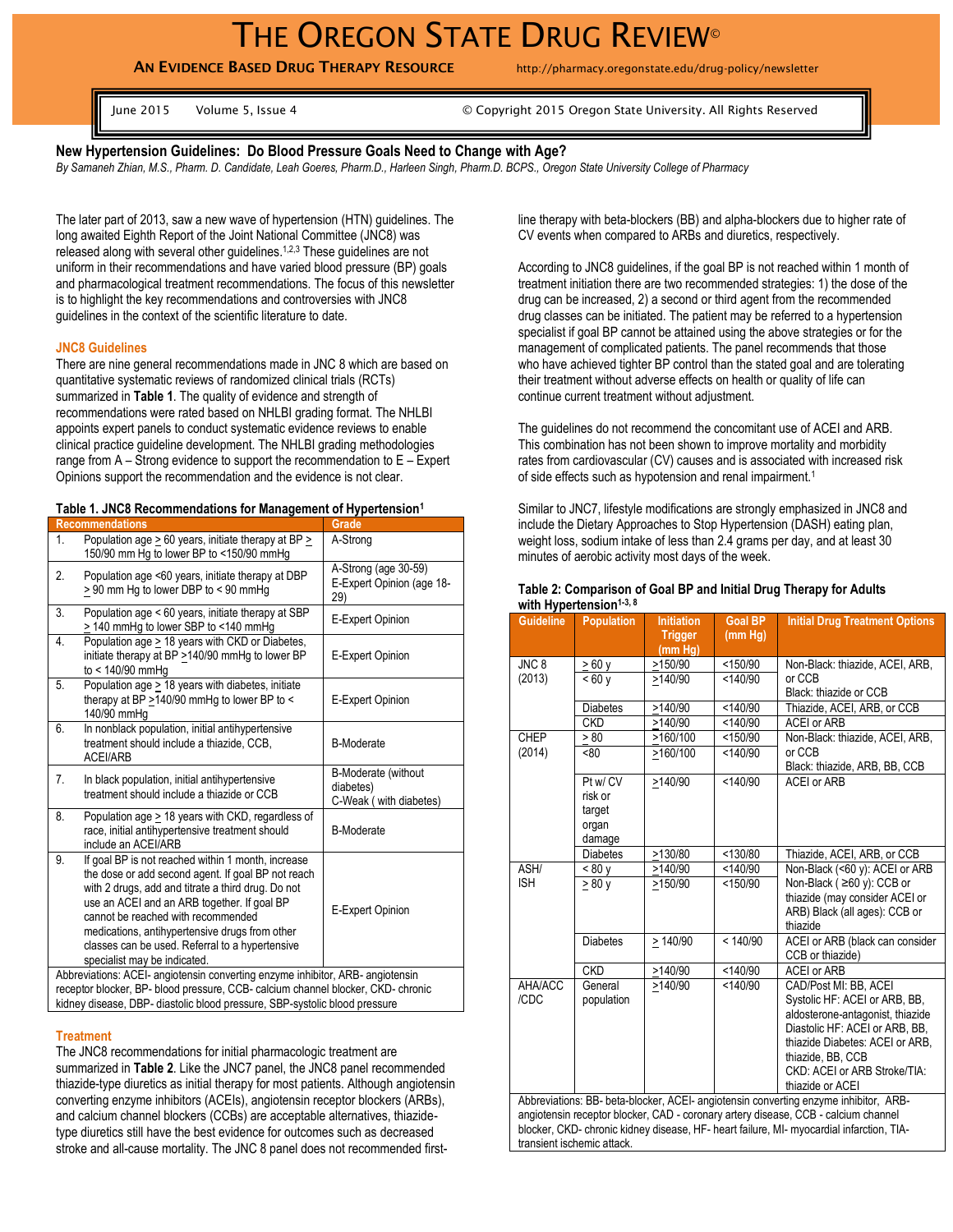# THE OREGON STATE DRUG REVIEW©

**AN EVIDENCE BASED DRUG THERAPY RESOURCE** http://pharmacy.oregonstate.edu/drug-policy/newsletter

June 2015 Volume 5, Issue 4 © Copyright 2015 Oregon State University. All Rights Reserved

## New Hypertension Guidelines: Do Blood Pressure Goals Need to Change with Age?

*By Samaneh Zhian, M.S., Pharm. D. Candidate, Leah Goeres, Pharm.D., Harleen Singh, Pharm.D. BCPS., Oregon State University College of Pharmacy*

The later part of 2013, saw a new wave of hypertension (HTN) guidelines. The long awaited Eighth Report of the Joint National Committee (JNC8) was released along with several other guidelines.[1,2,3] These guidelines are not uniform in their recommendations and have varied blood pressure (BP) goals and pharmacological treatment recommendations. The focus of this newsletter is to highlight the key recommendations and controversies with JNC8 guidelines in the context of the scientific literature to date.

### JNC8 Guidelines

There are nine general recommendations made in JNC 8 which are based on quantitative systematic reviews of randomized clinical trials (RCTs) summarized in **Table 1**. The quality of evidence and strength of recommendations were rated based on NHLBI grading format. The NHLBI appoints expert panels to conduct systematic evidence reviews to enable clinical practice guideline development. The NHLBI grading methodologies range from A – Strong evidence to support the recommendation to E – Expert Opinions support the recommendation and the evidence is not clear.

**Table 1. JNC8 Recommendations for Management of Hypertension[1]**

| | Recommendations | Grade |
|---|---|---|
| 1. | Population age ≥ 60 years, initiate therapy at BP ≥ 150/90 mm Hg to lower BP to <150/90 mmHg | A-Strong |
| 2. | Population age <60 years, initiate therapy at DBP ≥ 90 mm Hg to lower DBP to < 90 mmHg | A-Strong (age 30-59) E-Expert Opinion (age 18-29) |
| 3. | Population age < 60 years, initiate therapy at SBP ≥ 140 mmHg to lower SBP to <140 mmHg | E-Expert Opinion |
| 4. | Population age ≥ 18 years with CKD or Diabetes, initiate therapy at BP ≥140/90 mmHg to lower BP to < 140/90 mmHg | E-Expert Opinion |
| 5. | Population age ≥ 18 years with diabetes, initiate therapy at BP ≥140/90 mmHg to lower BP to < 140/90 mmHg | E-Expert Opinion |
| 6. | In nonblack population, initial antihypertensive treatment should include a thiazide, CCB, ACEI/ARB | B-Moderate |
| 7. | In black population, initial antihypertensive treatment should include a thiazide or CCB | B-Moderate (without diabetes) C-Weak ( with diabetes) |
| 8. | Population age ≥ 18 years with CKD, regardless of race, initial antihypertensive treatment should include an ACEI/ARB | B-Moderate |
| 9. | If goal BP is not reached within 1 month, increase the dose or add second agent. If goal BP not reach with 2 drugs, add and titrate a third drug. Do not use an ACEI and an ARB together. If goal BP cannot be reached with recommended medications, antihypertensive drugs from other classes can be used. Referral to a hypertensive specialist may be indicated. | E-Expert Opinion |

Abbreviations: ACEI- angiotensin converting enzyme inhibitor, ARB- angiotensin receptor blocker, BP- blood pressure, CCB- calcium channel blocker, CKD- chronic kidney disease, DBP- diastolic blood pressure, SBP-systolic blood pressure

### Treatment

The JNC8 recommendations for initial pharmacologic treatment are summarized in **Table 2**. Like the JNC7 panel, the JNC8 panel recommended thiazide-type diuretics as initial therapy for most patients. Although angiotensin converting enzyme inhibitors (ACEIs), angiotensin receptor blockers (ARBs), and calcium channel blockers (CCBs) are acceptable alternatives, thiazide-type diuretics still have the best evidence for outcomes such as decreased stroke and all-cause mortality. The JNC 8 panel does not recommended first-line therapy with beta-blockers (BB) and alpha-blockers due to higher rate of CV events when compared to ARBs and diuretics, respectively.

According to JNC8 guidelines, if the goal BP is not reached within 1 month of treatment initiation there are two recommended strategies: 1) the dose of the drug can be increased, 2) a second or third agent from the recommended drug classes can be initiated. The patient may be referred to a hypertension specialist if goal BP cannot be attained using the above strategies or for the management of complicated patients. The panel recommends that those who have achieved tighter BP control than the stated goal and are tolerating their treatment without adverse effects on health or quality of life can continue current treatment without adjustment.

The guidelines do not recommend the concomitant use of ACEI and ARB. This combination has not been shown to improve mortality and morbidity rates from cardiovascular (CV) causes and is associated with increased risk of side effects such as hypotension and renal impairment.[1]

Similar to JNC7, lifestyle modifications are strongly emphasized in JNC8 and include the Dietary Approaches to Stop Hypertension (DASH) eating plan, weight loss, sodium intake of less than 2.4 grams per day, and at least 30 minutes of aerobic activity most days of the week.

**Table 2: Comparison of Goal BP and Initial Drug Therapy for Adults with Hypertension[1-3, 8]**

| Guideline | Population | Initiation Trigger (mm Hg) | Goal BP (mm Hg) | Initial Drug Treatment Options |
|---|---|---|---|---|
| JNC 8 (2013) | ≥ 60 y | ≥150/90 | <150/90 | Non-Black: thiazide, ACEI, ARB, or CCB Black: thiazide or CCB |
| | < 60 y | ≥140/90 | <140/90 | |
| | Diabetes | ≥140/90 | <140/90 | Thiazide, ACEI, ARB, or CCB |
| | CKD | ≥140/90 | <140/90 | ACEI or ARB |
| CHEP (2014) | ≥ 80 | ≥160/100 | <150/90 | Non-Black: thiazide, ACEI, ARB, or CCB Black: thiazide, ARB, BB, CCB |
| | <80 | ≥160/100 | <140/90 | |
| | Pt w/ CV risk or target organ damage | ≥140/90 | <140/90 | ACEI or ARB |
| | Diabetes | ≥130/80 | <130/80 | Thiazide, ACEI, ARB, or CCB |
| ASH/ ISH | < 80 y | ≥140/90 | <140/90 | Non-Black (<60 y): ACEI or ARB Non-Black ( ≥60 y): CCB or thiazide (may consider ACEI or ARB) Black (all ages): CCB or thiazide |
| | ≥ 80 y | ≥150/90 | <150/90 | |
| | Diabetes | ≥ 140/90 | < 140/90 | ACEI or ARB (black can consider CCB or thiazide) |
| | CKD | ≥140/90 | <140/90 | ACEI or ARB |
| AHA/ACC /CDC | General population | ≥140/90 | <140/90 | CAD/Post MI: BB, ACEI Systolic HF: ACEI or ARB, BB, aldosterone-antagonist, thiazide Diastolic HF: ACEI or ARB, BB, thiazide Diabetes: ACEI or ARB, thiazide, BB, CCB CKD: ACEI or ARB Stroke/TIA: thiazide or ACEI |

Abbreviations: BB- beta-blocker, ACEI- angiotensin converting enzyme inhibitor, ARB- angiotensin receptor blocker, CAD - coronary artery disease, CCB - calcium channel blocker, CKD- chronic kidney disease, HF- heart failure, MI- myocardial infarction, TIA- transient ischemic attack.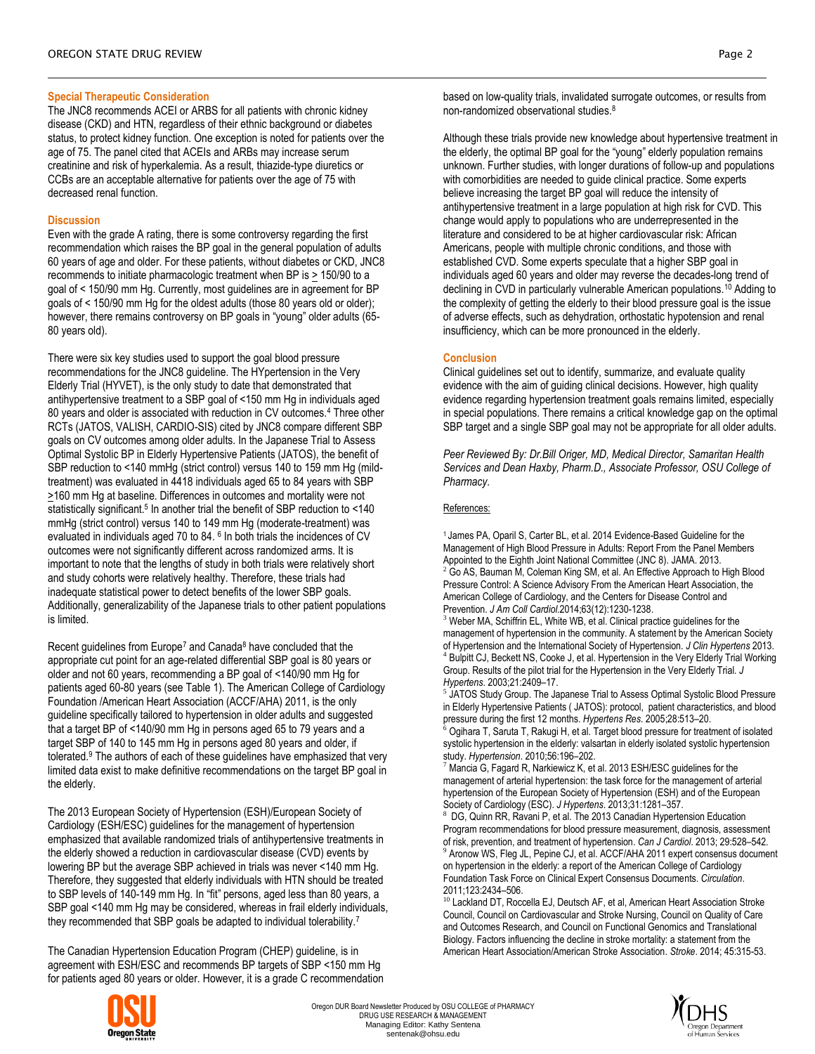### Special Therapeutic Consideration

The JNC8 recommends ACEI or ARBS for all patients with chronic kidney disease (CKD) and HTN, regardless of their ethnic background or diabetes status, to protect kidney function. One exception is noted for patients over the age of 75. The panel cited that ACEIs and ARBs may increase serum creatinine and risk of hyperkalemia. As a result, thiazide-type diuretics or CCBs are an acceptable alternative for patients over the age of 75 with decreased renal function.

### Discussion

Even with the grade A rating, there is some controversy regarding the first recommendation which raises the BP goal in the general population of adults 60 years of age and older. For these patients, without diabetes or CKD, JNC8 recommends to initiate pharmacologic treatment when BP is > 150/90 to a goal of < 150/90 mm Hg. Currently, most guidelines are in agreement for BP goals of < 150/90 mm Hg for the oldest adults (those 80 years old or older); however, there remains controversy on BP goals in "young" older adults (65-80 years old).

There were six key studies used to support the goal blood pressure recommendations for the JNC8 guideline. The HYpertension in the Very Elderly Trial (HYVET), is the only study to date that demonstrated that antihypertensive treatment to a SBP goal of <150 mm Hg in individuals aged 80 years and older is associated with reduction in CV outcomes.[4] Three other RCTs (JATOS, VALISH, CARDIO-SIS) cited by JNC8 compare different SBP goals on CV outcomes among older adults. In the Japanese Trial to Assess Optimal Systolic BP in Elderly Hypertensive Patients (JATOS), the benefit of SBP reduction to <140 mmHg (strict control) versus 140 to 159 mm Hg (mild-treatment) was evaluated in 4418 individuals aged 65 to 84 years with SBP >160 mm Hg at baseline. Differences in outcomes and mortality were not statistically significant.[5] In another trial the benefit of SBP reduction to <140 mmHg (strict control) versus 140 to 149 mm Hg (moderate-treatment) was evaluated in individuals aged 70 to 84.[6] In both trials the incidences of CV outcomes were not significantly different across randomized arms. It is important to note that the lengths of study in both trials were relatively short and study cohorts were relatively healthy. Therefore, these trials had inadequate statistical power to detect benefits of the lower SBP goals. Additionally, generalizability of the Japanese trials to other patient populations is limited.

Recent guidelines from Europe[7] and Canada[8] have concluded that the appropriate cut point for an age-related differential SBP goal is 80 years or older and not 60 years, recommending a BP goal of <140/90 mm Hg for patients aged 60-80 years (see Table 1). The American College of Cardiology Foundation /American Heart Association (ACCF/AHA) 2011, is the only guideline specifically tailored to hypertension in older adults and suggested that a target BP of <140/90 mm Hg in persons aged 65 to 79 years and a target SBP of 140 to 145 mm Hg in persons aged 80 years and older, if tolerated.[9] The authors of each of these guidelines have emphasized that very limited data exist to make definitive recommendations on the target BP goal in the elderly.

The 2013 European Society of Hypertension (ESH)/European Society of Cardiology (ESH/ESC) guidelines for the management of hypertension emphasized that available randomized trials of antihypertensive treatments in the elderly showed a reduction in cardiovascular disease (CVD) events by lowering BP but the average SBP achieved in trials was never <140 mm Hg. Therefore, they suggested that elderly individuals with HTN should be treated to SBP levels of 140-149 mm Hg. In "fit" persons, aged less than 80 years, a SBP goal <140 mm Hg may be considered, whereas in frail elderly individuals, they recommended that SBP goals be adapted to individual tolerability.[7]

The Canadian Hypertension Education Program (CHEP) guideline, is in agreement with ESH/ESC and recommends BP targets of SBP <150 mm Hg for patients aged 80 years or older. However, it is a grade C recommendation based on low-quality trials, invalidated surrogate outcomes, or results from non-randomized observational studies.[8]

Although these trials provide new knowledge about hypertensive treatment in the elderly, the optimal BP goal for the "young" elderly population remains unknown. Further studies, with longer durations of follow-up and populations with comorbidities are needed to guide clinical practice. Some experts believe increasing the target BP goal will reduce the intensity of antihypertensive treatment in a large population at high risk for CVD. This change would apply to populations who are underrepresented in the literature and considered to be at higher cardiovascular risk: African Americans, people with multiple chronic conditions, and those with established CVD. Some experts speculate that a higher SBP goal in individuals aged 60 years and older may reverse the decades-long trend of declining in CVD in particularly vulnerable American populations.[10] Adding to the complexity of getting the elderly to their blood pressure goal is the issue of adverse effects, such as dehydration, orthostatic hypotension and renal insufficiency, which can be more pronounced in the elderly.

### Conclusion

Clinical guidelines set out to identify, summarize, and evaluate quality evidence with the aim of guiding clinical decisions. However, high quality evidence regarding hypertension treatment goals remains limited, especially in special populations. There remains a critical knowledge gap on the optimal SBP target and a single SBP goal may not be appropriate for all older adults.

*Peer Reviewed By: Dr.Bill Origer, MD, Medical Director, Samaritan Health Services and Dean Haxby, Pharm.D., Associate Professor, OSU College of Pharmacy.*

References:

1 James PA, Oparil S, Carter BL, et al. 2014 Evidence-Based Guideline for the Management of High Blood Pressure in Adults: Report From the Panel Members Appointed to the Eighth Joint National Committee (JNC 8). JAMA. 2013.

2 Go AS, Bauman M, Coleman King SM, et al. An Effective Approach to High Blood Pressure Control: A Science Advisory From the American Heart Association, the American College of Cardiology, and the Centers for Disease Control and Prevention. *J Am Coll Cardiol*.2014;63(12):1230-1238.

3 Weber MA, Schiffrin EL, White WB, et al. Clinical practice guidelines for the management of hypertension in the community. A statement by the American Society of Hypertension and the International Society of Hypertension. *J Clin Hypertens* 2013.

4 Bulpitt CJ, Beckett NS, Cooke J, et al. Hypertension in the Very Elderly Trial Working Group. Results of the pilot trial for the Hypertension in the Very Elderly Trial. *J Hypertens*. 2003;21:2409–17.

5 JATOS Study Group. The Japanese Trial to Assess Optimal Systolic Blood Pressure in Elderly Hypertensive Patients ( JATOS): protocol, patient characteristics, and blood pressure during the first 12 months. *Hypertens Res*. 2005;28:513–20.

6 Ogihara T, Saruta T, Rakugi H, et al. Target blood pressure for treatment of isolated systolic hypertension in the elderly: valsartan in elderly isolated systolic hypertension study. *Hypertension*. 2010;56:196–202.

7 Mancia G, Fagard R, Narkiewicz K, et al. 2013 ESH/ESC guidelines for the management of arterial hypertension: the task force for the management of arterial hypertension of the European Society of Hypertension (ESH) and of the European Society of Cardiology (ESC). *J Hypertens*. 2013;31:1281–357.

8 DG, Quinn RR, Ravani P, et al. The 2013 Canadian Hypertension Education Program recommendations for blood pressure measurement, diagnosis, assessment of risk, prevention, and treatment of hypertension. *Can J Cardiol*. 2013; 29:528–542.

9 Aronow WS, Fleg JL, Pepine CJ, et al. ACCF/AHA 2011 expert consensus document on hypertension in the elderly: a report of the American College of Cardiology Foundation Task Force on Clinical Expert Consensus Documents. *Circulation*. 2011;123:2434–506.

10 Lackland DT, Roccella EJ, Deutsch AF, et al, American Heart Association Stroke Council, Council on Cardiovascular and Stroke Nursing, Council on Quality of Care and Outcomes Research, and Council on Functional Genomics and Translational Biology. Factors influencing the decline in stroke mortality: a statement from the American Heart Association/American Stroke Association. *Stroke*. 2014; 45:315-53.

Oregon DUR Board Newsletter Produced by OSU COLLEGE of PHARMACY
DRUG USE RESEARCH & MANAGEMENT
Managing Editor: Kathy Sentena
sentenak@ohsu.edu